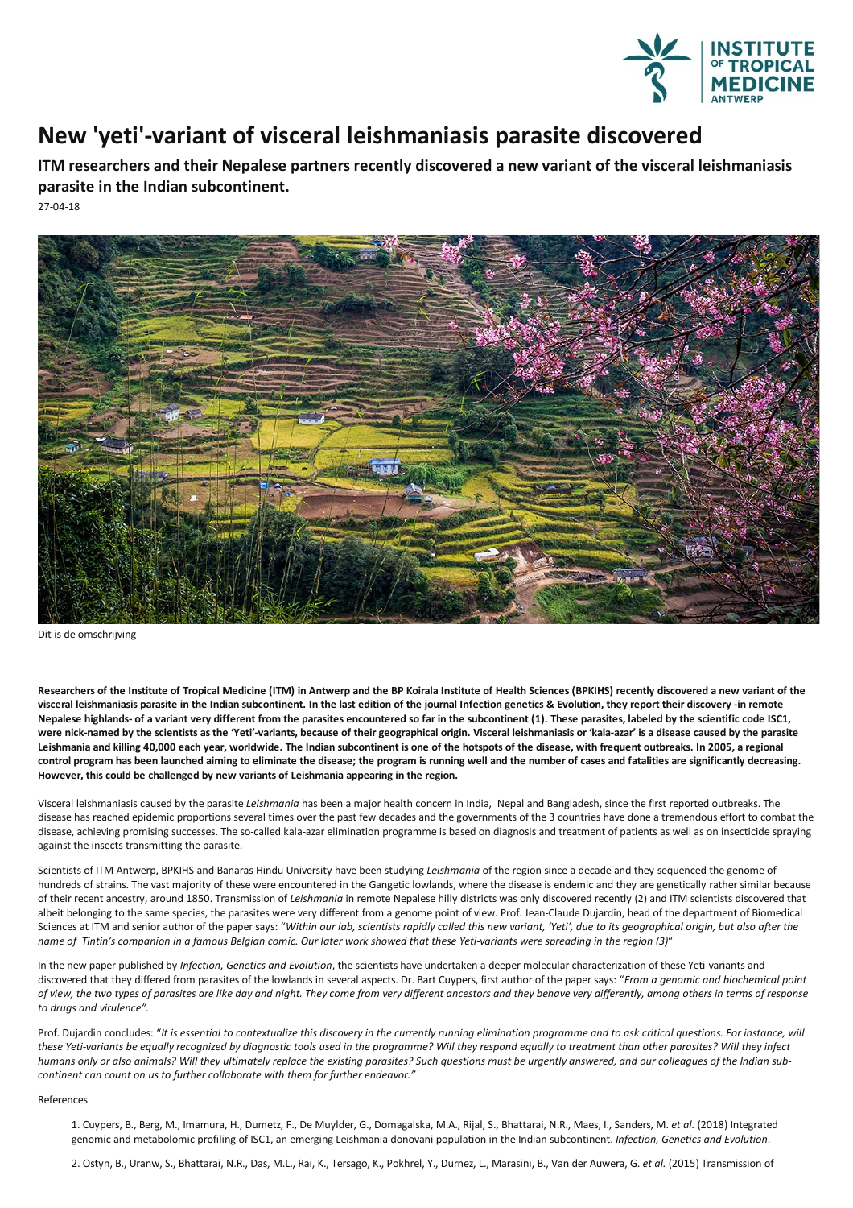# New 'yeti'-variant of visceral leishmaniasis parasite discovered

**ITM researchers and their Nepalese partners recently discovered a new variant of the visceral leishmaniasis parasite in the Indian subcontinent.**

27-04-18

Dit is de omschrijving

**Researchers of the Institute of Tropical Medicine (ITM) in Antwerp and the BP Koirala Institute of Health Sciences (BPKIHS) recently discovered a new variant of the visceral leishmaniasis parasite in the Indian subcontinent. In the last edition of the journal Infection genetics & Evolution, they report their discovery -in remote Nepalese highlands- of a variant very different from the parasites encountered so far in the subcontinent (1). These parasites, labeled by the scientific code ISC1, were nick-named by the scientists as the 'Yeti'-variants, because of their geographical origin. Visceral leishmaniasis or 'kala-azar' is a disease caused by the parasite Leishmania and killing 40,000 each year, worldwide. The Indian subcontinent is one of the hotspots of the disease, with frequent outbreaks. In 2005, a regional control program has been launched aiming to eliminate the disease; the program is running well and the number of cases and fatalities are significantly decreasing. However, this could be challenged by new variants of Leishmania appearing in the region.**

Visceral leishmaniasis caused by the parasite *Leishmania* has been a major health concern in India, Nepal and Bangladesh, since the first reported outbreaks. The disease has reached epidemic proportions several times over the past few decades and the governments of the 3 countries have done a tremendous effort to combat the disease, achieving promising successes. The so-called kala-azar elimination programme is based on diagnosis and treatment of patients as well as on insecticide spraying against the insects transmitting the parasite.

Scientists of ITM Antwerp, BPKIHS and Banaras Hindu University have been studying *Leishmania* of the region since a decade and they sequenced the genome of hundreds of strains. The vast majority of these were encountered in the Gangetic lowlands, where the disease is endemic and they are genetically rather similar because of their recent ancestry, around 1850. Transmission of *Leishmania* in remote Nepalese hilly districts was only discovered recently (2) and ITM scientists discovered that albeit belonging to the same species, the parasites were very different from a genome point of view. Prof. Jean-Claude Dujardin, head of the department of Biomedical Sciences at ITM and senior author of the paper says: "*Within our lab, scientists rapidly called this new variant, 'Yeti', due to its geographical origin, but also after the name of Tintin's companion in a famous Belgian comic. Our later work showed that these Yeti-variants were spreading in the region (3)*"

In the new paper published by *Infection, Genetics and Evolution*, the scientists have undertaken a deeper molecular characterization of these Yeti-variants and discovered that they differed from parasites of the lowlands in several aspects. Dr. Bart Cuypers, first author of the paper says: "*From a genomic and biochemical point of view, the two types of parasites are like day and night. They come from very different ancestors and they behave very differently, among others in terms of response to drugs and virulence".*

Prof. Dujardin concludes: "*It is essential to contextualize this discovery in the currently running elimination programme and to ask critical questions. For instance, will these Yeti-variants be equally recognized by diagnostic tools used in the programme? Will they respond equally to treatment than other parasites? Will they infect humans only or also animals? Will they ultimately replace the existing parasites? Such questions must be urgently answered, and our colleagues of the Indian sub-continent can count on us to further collaborate with them for further endeavor."*

References

1. Cuypers, B., Berg, M., Imamura, H., Dumetz, F., De Muylder, G., Domagalska, M.A., Rijal, S., Bhattarai, N.R., Maes, I., Sanders, M. *et al.* (2018) Integrated genomic and metabolomic profiling of ISC1, an emerging Leishmania donovani population in the Indian subcontinent. *Infection, Genetics and Evolution*.

2. Ostyn, B., Uranw, S., Bhattarai, N.R., Das, M.L., Rai, K., Tersago, K., Pokhrel, Y., Durnez, L., Marasini, B., Van der Auwera, G. *et al.* (2015) Transmission of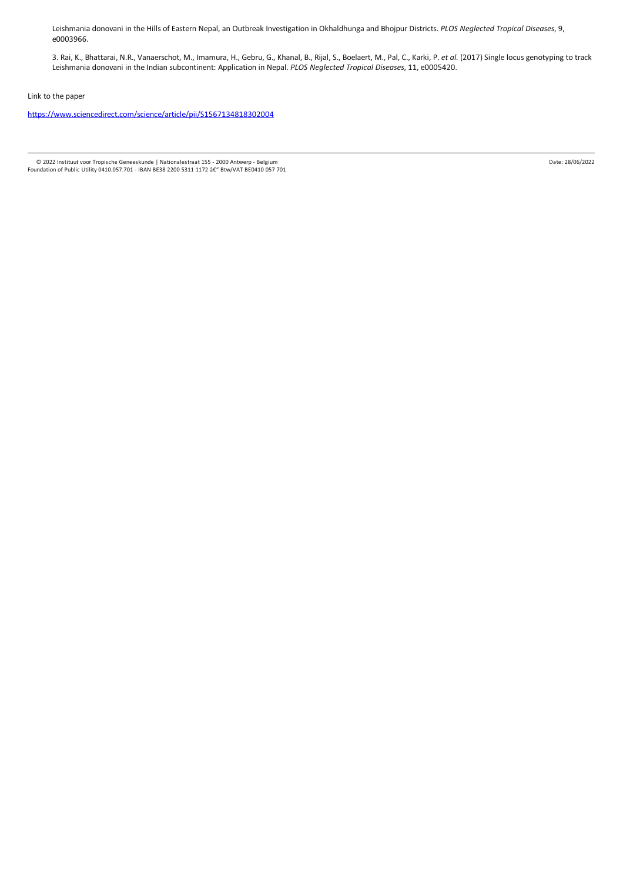Leishmania donovani in the Hills of Eastern Nepal, an Outbreak Investigation in Okhaldhunga and Bhojpur Districts. *PLOS Neglected Tropical Diseases*, 9, e0003966.

3. Rai, K., Bhattarai, N.R., Vanaerschot, M., Imamura, H., Gebru, G., Khanal, B., Rijal, S., Boelaert, M., Pal, C., Karki, P. *et al.* (2017) Single locus genotyping to track Leishmania donovani in the Indian subcontinent: Application in Nepal. *PLOS Neglected Tropical Diseases*, 11, e0005420.

Link to the paper

https://www.sciencedirect.com/science/article/pii/S1567134818302004